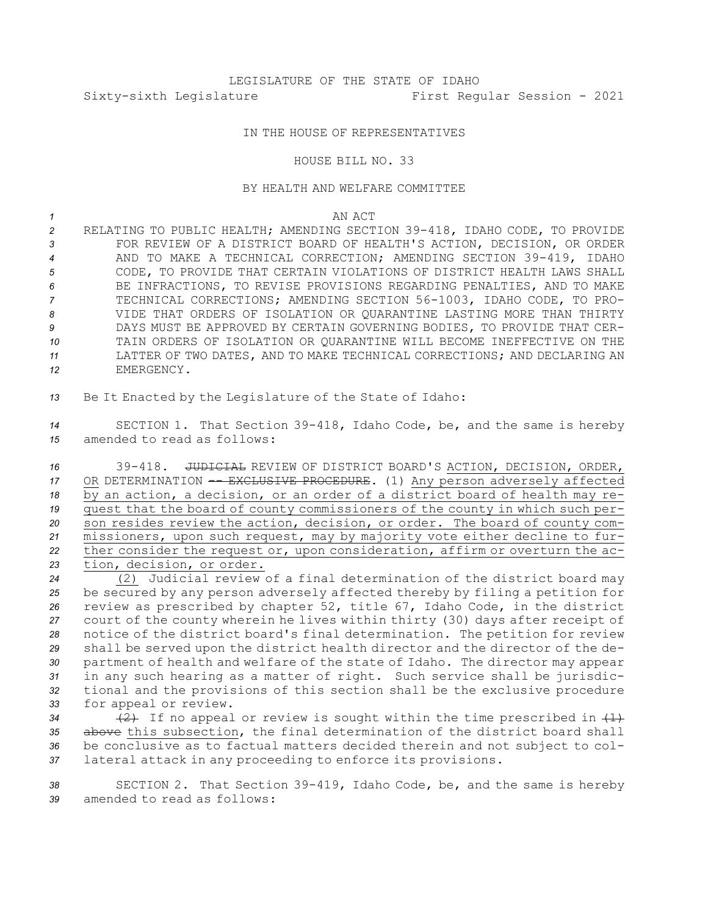LEGISLATURE OF THE STATE OF IDAHO
Sixty-sixth Legislature First Regular Session - 2021

IN THE HOUSE OF REPRESENTATIVES

HOUSE BILL NO. 33

BY HEALTH AND WELFARE COMMITTEE

AN ACT

RELATING TO PUBLIC HEALTH; AMENDING SECTION 39-418, IDAHO CODE, TO PROVIDE FOR REVIEW OF A DISTRICT BOARD OF HEALTH'S ACTION, DECISION, OR ORDER AND TO MAKE A TECHNICAL CORRECTION; AMENDING SECTION 39-419, IDAHO CODE, TO PROVIDE THAT CERTAIN VIOLATIONS OF DISTRICT HEALTH LAWS SHALL BE INFRACTIONS, TO REVISE PROVISIONS REGARDING PENALTIES, AND TO MAKE TECHNICAL CORRECTIONS; AMENDING SECTION 56-1003, IDAHO CODE, TO PROVIDE THAT ORDERS OF ISOLATION OR QUARANTINE LASTING MORE THAN THIRTY DAYS MUST BE APPROVED BY CERTAIN GOVERNING BODIES, TO PROVIDE THAT CERTAIN ORDERS OF ISOLATION OR QUARANTINE WILL BECOME INEFFECTIVE ON THE LATTER OF TWO DATES, AND TO MAKE TECHNICAL CORRECTIONS; AND DECLARING AN EMERGENCY.

Be It Enacted by the Legislature of the State of Idaho:

SECTION 1. That Section 39-418, Idaho Code, be, and the same is hereby amended to read as follows:

39-418. ~~JUDICIAL~~ REVIEW OF DISTRICT BOARD'S <u>ACTION, DECISION, ORDER, OR</u> DETERMINATION ~~-- EXCLUSIVE PROCEDURE~~. (1) <u>Any person adversely affected by an action, a decision, or an order of a district board of health may request that the board of county commissioners of the county in which such person resides review the action, decision, or order. The board of county commissioners, upon such request, may by majority vote either decline to further consider the request or, upon consideration, affirm or overturn the action, decision, or order.</u>

<u>(2)</u> Judicial review of a final determination of the district board may be secured by any person adversely affected thereby by filing a petition for review as prescribed by chapter 52, title 67, Idaho Code, in the district court of the county wherein he lives within thirty (30) days after receipt of notice of the district board's final determination. The petition for review shall be served upon the district health director and the director of the department of health and welfare of the state of Idaho. The director may appear in any such hearing as a matter of right. Such service shall be jurisdictional and the provisions of this section shall be the exclusive procedure for appeal or review.

~~(2)~~ If no appeal or review is sought within the time prescribed in ~~(1) above~~ <u>this subsection</u>, the final determination of the district board shall be conclusive as to factual matters decided therein and not subject to collateral attack in any proceeding to enforce its provisions.

SECTION 2. That Section 39-419, Idaho Code, be, and the same is hereby amended to read as follows: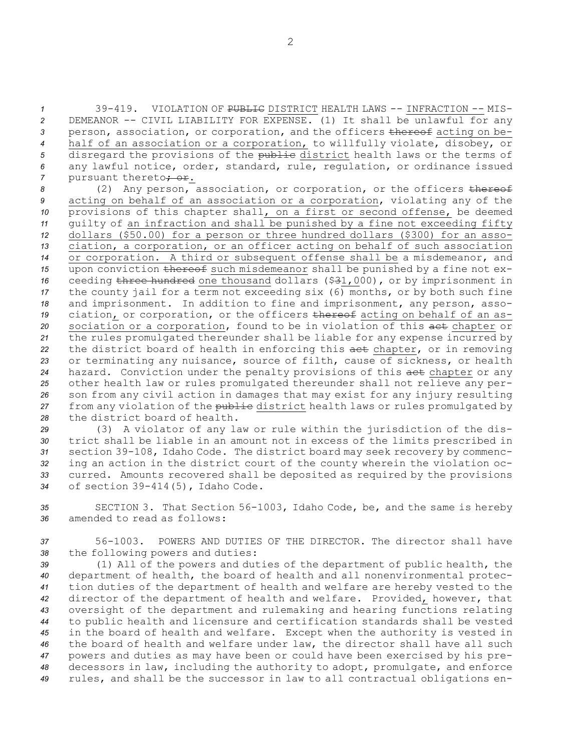39-419. VIOLATION OF ~~PUBLIC~~ DISTRICT HEALTH LAWS -- INFRACTION -- MISDEMEANOR -- CIVIL LIABILITY FOR EXPENSE. (1) It shall be unlawful for any person, association, or corporation, and the officers ~~thereof~~ acting on behalf of an association or a corporation, to willfully violate, disobey, or disregard the provisions of the ~~public~~ district health laws or the terms of any lawful notice, order, standard, rule, regulation, or ordinance issued pursuant thereto~~; or~~.

(2) Any person, association, or corporation, or the officers ~~thereof~~ acting on behalf of an association or a corporation, violating any of the provisions of this chapter shall, on a first or second offense, be deemed guilty of an infraction and shall be punished by a fine not exceeding fifty dollars ($50.00) for a person or three hundred dollars ($300) for an association, a corporation, or an officer acting on behalf of such association or corporation. A third or subsequent offense shall be a misdemeanor, and upon conviction ~~thereof~~ such misdemeanor shall be punished by a fine not exceeding ~~three hundred~~ one thousand dollars ($~~3~~1,000), or by imprisonment in the county jail for a term not exceeding six (6) months, or by both such fine and imprisonment. In addition to fine and imprisonment, any person, association, or corporation, or the officers ~~thereof~~ acting on behalf of an association or a corporation, found to be in violation of this ~~act~~ chapter or the rules promulgated thereunder shall be liable for any expense incurred by the district board of health in enforcing this ~~act~~ chapter, or in removing or terminating any nuisance, source of filth, cause of sickness, or health hazard. Conviction under the penalty provisions of this ~~act~~ chapter or any other health law or rules promulgated thereunder shall not relieve any person from any civil action in damages that may exist for any injury resulting from any violation of the ~~public~~ district health laws or rules promulgated by the district board of health.

(3) A violator of any law or rule within the jurisdiction of the district shall be liable in an amount not in excess of the limits prescribed in section 39-108, Idaho Code. The district board may seek recovery by commencing an action in the district court of the county wherein the violation occurred. Amounts recovered shall be deposited as required by the provisions of section 39-414(5), Idaho Code.

SECTION 3. That Section 56-1003, Idaho Code, be, and the same is hereby amended to read as follows:

56-1003. POWERS AND DUTIES OF THE DIRECTOR. The director shall have the following powers and duties:

(1) All of the powers and duties of the department of public health, the department of health, the board of health and all nonenvironmental protection duties of the department of health and welfare are hereby vested to the director of the department of health and welfare. Provided, however, that oversight of the department and rulemaking and hearing functions relating to public health and licensure and certification standards shall be vested in the board of health and welfare. Except when the authority is vested in the board of health and welfare under law, the director shall have all such powers and duties as may have been or could have been exercised by his predecessors in law, including the authority to adopt, promulgate, and enforce rules, and shall be the successor in law to all contractual obligations en-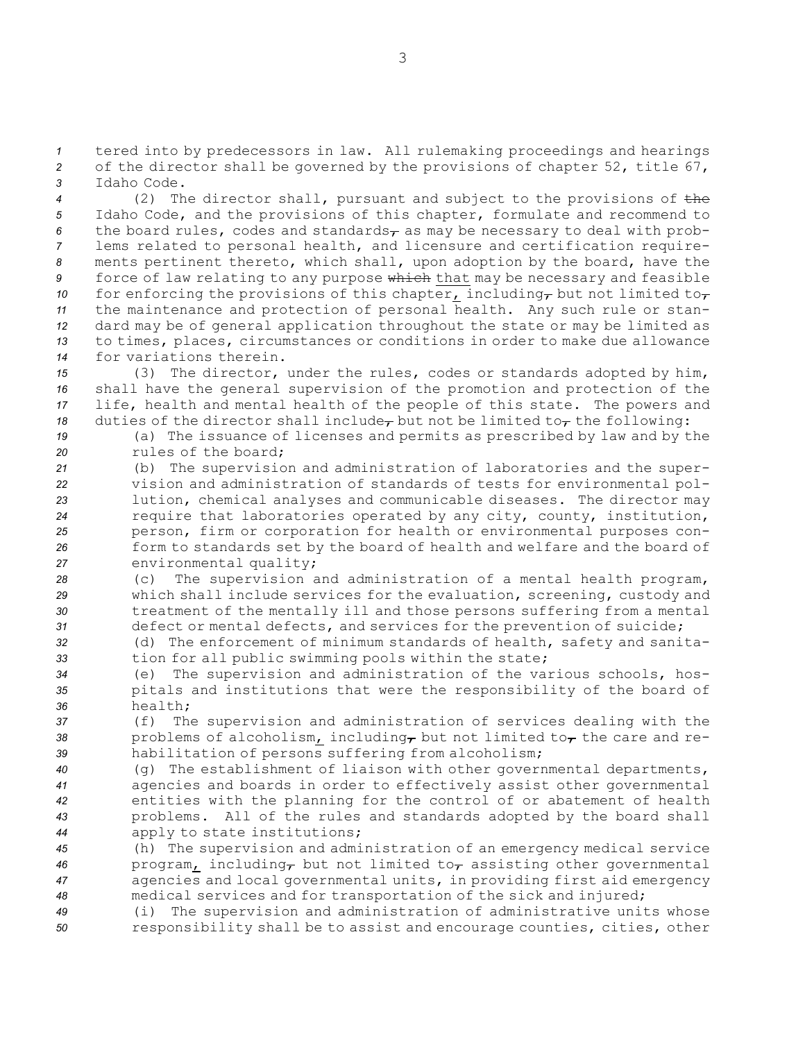tered into by predecessors in law. All rulemaking proceedings and hearings of the director shall be governed by the provisions of chapter 52, title 67, Idaho Code.

(2) The director shall, pursuant and subject to the provisions of ~~the~~ Idaho Code, and the provisions of this chapter, formulate and recommend to the board rules, codes and standards~~,~~ as may be necessary to deal with problems related to personal health, and licensure and certification requirements pertinent thereto, which shall, upon adoption by the board, have the force of law relating to any purpose ~~which~~ <u>that</u> may be necessary and feasible for enforcing the provisions of this chapter<u>,</u> including~~,~~ but not limited to~~,~~ the maintenance and protection of personal health. Any such rule or standard may be of general application throughout the state or may be limited as to times, places, circumstances or conditions in order to make due allowance for variations therein.

(3) The director, under the rules, codes or standards adopted by him, shall have the general supervision of the promotion and protection of the life, health and mental health of the people of this state. The powers and duties of the director shall include~~,~~ but not be limited to~~,~~ the following:

(a) The issuance of licenses and permits as prescribed by law and by the rules of the board;

(b) The supervision and administration of laboratories and the supervision and administration of standards of tests for environmental pollution, chemical analyses and communicable diseases. The director may require that laboratories operated by any city, county, institution, person, firm or corporation for health or environmental purposes conform to standards set by the board of health and welfare and the board of environmental quality;

(c) The supervision and administration of a mental health program, which shall include services for the evaluation, screening, custody and treatment of the mentally ill and those persons suffering from a mental defect or mental defects, and services for the prevention of suicide;

(d) The enforcement of minimum standards of health, safety and sanitation for all public swimming pools within the state;

(e) The supervision and administration of the various schools, hospitals and institutions that were the responsibility of the board of health;

(f) The supervision and administration of services dealing with the problems of alcoholism<u>,</u> including~~,~~ but not limited to~~,~~ the care and rehabilitation of persons suffering from alcoholism;

(g) The establishment of liaison with other governmental departments, agencies and boards in order to effectively assist other governmental entities with the planning for the control of or abatement of health problems. All of the rules and standards adopted by the board shall apply to state institutions;

(h) The supervision and administration of an emergency medical service program<u>,</u> including~~,~~ but not limited to~~,~~ assisting other governmental agencies and local governmental units, in providing first aid emergency medical services and for transportation of the sick and injured;

(i) The supervision and administration of administrative units whose responsibility shall be to assist and encourage counties, cities, other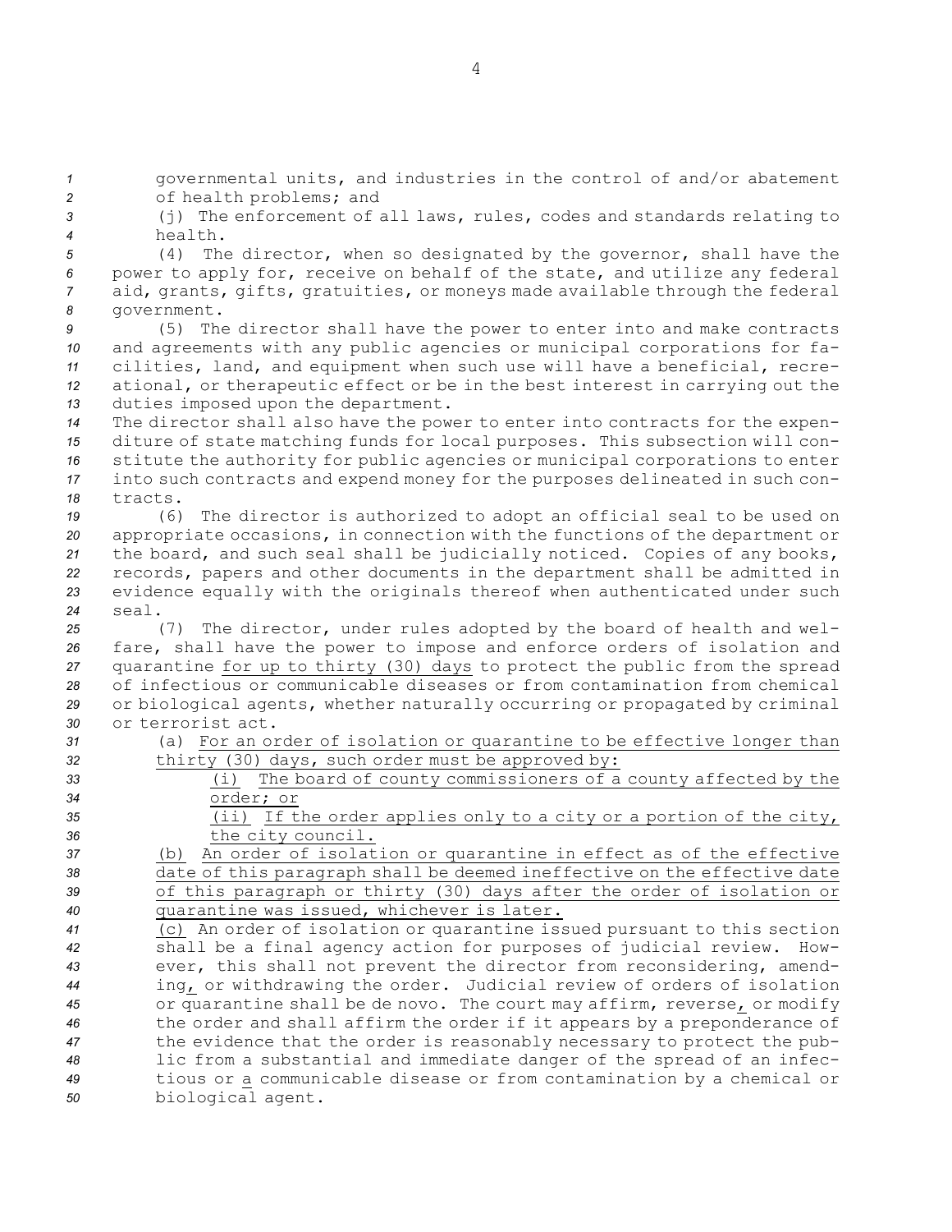governmental units, and industries in the control of and/or abatement of health problems; and

(j) The enforcement of all laws, rules, codes and standards relating to health.

(4) The director, when so designated by the governor, shall have the power to apply for, receive on behalf of the state, and utilize any federal aid, grants, gifts, gratuities, or moneys made available through the federal government.

(5) The director shall have the power to enter into and make contracts and agreements with any public agencies or municipal corporations for facilities, land, and equipment when such use will have a beneficial, recreational, or therapeutic effect or be in the best interest in carrying out the duties imposed upon the department.

The director shall also have the power to enter into contracts for the expenditure of state matching funds for local purposes. This subsection will constitute the authority for public agencies or municipal corporations to enter into such contracts and expend money for the purposes delineated in such contracts.

(6) The director is authorized to adopt an official seal to be used on appropriate occasions, in connection with the functions of the department or the board, and such seal shall be judicially noticed. Copies of any books, records, papers and other documents in the department shall be admitted in evidence equally with the originals thereof when authenticated under such seal.

(7) The director, under rules adopted by the board of health and welfare, shall have the power to impose and enforce orders of isolation and quarantine for up to thirty (30) days to protect the public from the spread of infectious or communicable diseases or from contamination from chemical or biological agents, whether naturally occurring or propagated by criminal or terrorist act.

(a) For an order of isolation or quarantine to be effective longer than thirty (30) days, such order must be approved by:

(i) The board of county commissioners of a county affected by the order; or

(ii) If the order applies only to a city or a portion of the city, the city council.

(b) An order of isolation or quarantine in effect as of the effective date of this paragraph shall be deemed ineffective on the effective date of this paragraph or thirty (30) days after the order of isolation or quarantine was issued, whichever is later.

(c) An order of isolation or quarantine issued pursuant to this section shall be a final agency action for purposes of judicial review. However, this shall not prevent the director from reconsidering, amending, or withdrawing the order. Judicial review of orders of isolation or quarantine shall be de novo. The court may affirm, reverse, or modify the order and shall affirm the order if it appears by a preponderance of the evidence that the order is reasonably necessary to protect the public from a substantial and immediate danger of the spread of an infectious or a communicable disease or from contamination by a chemical or biological agent.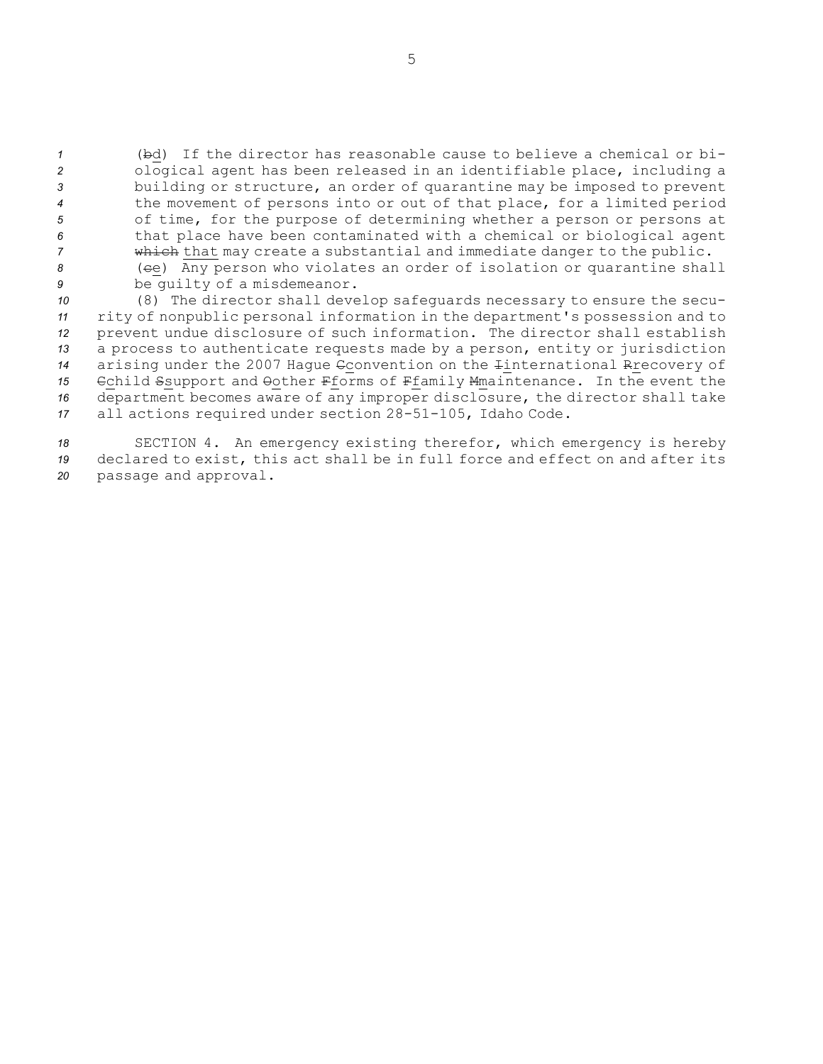(~~b~~d) If the director has reasonable cause to believe a chemical or biological agent has been released in an identifiable place, including a building or structure, an order of quarantine may be imposed to prevent the movement of persons into or out of that place, for a limited period of time, for the purpose of determining whether a person or persons at that place have been contaminated with a chemical or biological agent ~~which~~ that may create a substantial and immediate danger to the public.

(~~c~~e) Any person who violates an order of isolation or quarantine shall be guilty of a misdemeanor.

(8) The director shall develop safeguards necessary to ensure the security of nonpublic personal information in the department's possession and to prevent undue disclosure of such information. The director shall establish a process to authenticate requests made by a person, entity or jurisdiction arising under the 2007 Hague ~~C~~convention on the ~~I~~international ~~R~~recovery of ~~C~~child ~~S~~support and ~~O~~other ~~F~~forms of ~~F~~family ~~M~~maintenance. In the event the department becomes aware of any improper disclosure, the director shall take all actions required under section 28-51-105, Idaho Code.

SECTION 4. An emergency existing therefor, which emergency is hereby declared to exist, this act shall be in full force and effect on and after its passage and approval.